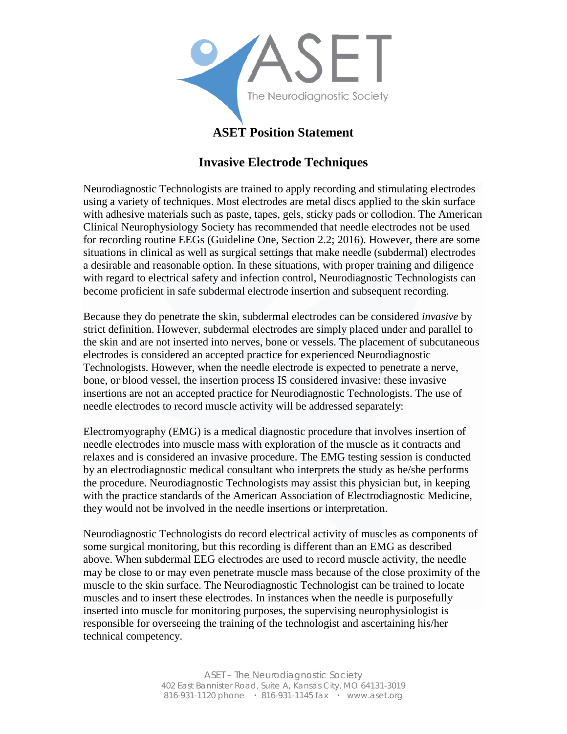# ASET Position Statement

## Invasive Electrode Techniques

Neurodiagnostic Technologists are trained to apply recording and stimulating electrodes using a variety of techniques. Most electrodes are metal discs applied to the skin surface with adhesive materials such as paste, tapes, gels, sticky pads or collodion. The American Clinical Neurophysiology Society has recommended that needle electrodes not be used for recording routine EEGs (Guideline One, Section 2.2; 2016). However, there are some situations in clinical as well as surgical settings that make needle (subdermal) electrodes a desirable and reasonable option. In these situations, with proper training and diligence with regard to electrical safety and infection control, Neurodiagnostic Technologists can become proficient in safe subdermal electrode insertion and subsequent recording.

Because they do penetrate the skin, subdermal electrodes can be considered *invasive* by strict definition. However, subdermal electrodes are simply placed under and parallel to the skin and are not inserted into nerves, bone or vessels. The placement of subcutaneous electrodes is considered an accepted practice for experienced Neurodiagnostic Technologists. However, when the needle electrode is expected to penetrate a nerve, bone, or blood vessel, the insertion process IS considered invasive: these invasive insertions are not an accepted practice for Neurodiagnostic Technologists. The use of needle electrodes to record muscle activity will be addressed separately:

Electromyography (EMG) is a medical diagnostic procedure that involves insertion of needle electrodes into muscle mass with exploration of the muscle as it contracts and relaxes and is considered an invasive procedure. The EMG testing session is conducted by an electrodiagnostic medical consultant who interprets the study as he/she performs the procedure. Neurodiagnostic Technologists may assist this physician but, in keeping with the practice standards of the American Association of Electrodiagnostic Medicine, they would not be involved in the needle insertions or interpretation.

Neurodiagnostic Technologists do record electrical activity of muscles as components of some surgical monitoring, but this recording is different than an EMG as described above. When subdermal EEG electrodes are used to record muscle activity, the needle may be close to or may even penetrate muscle mass because of the close proximity of the muscle to the skin surface. The Neurodiagnostic Technologist can be trained to locate muscles and to insert these electrodes. In instances when the needle is purposefully inserted into muscle for monitoring purposes, the supervising neurophysiologist is responsible for overseeing the training of the technologist and ascertaining his/her technical competency.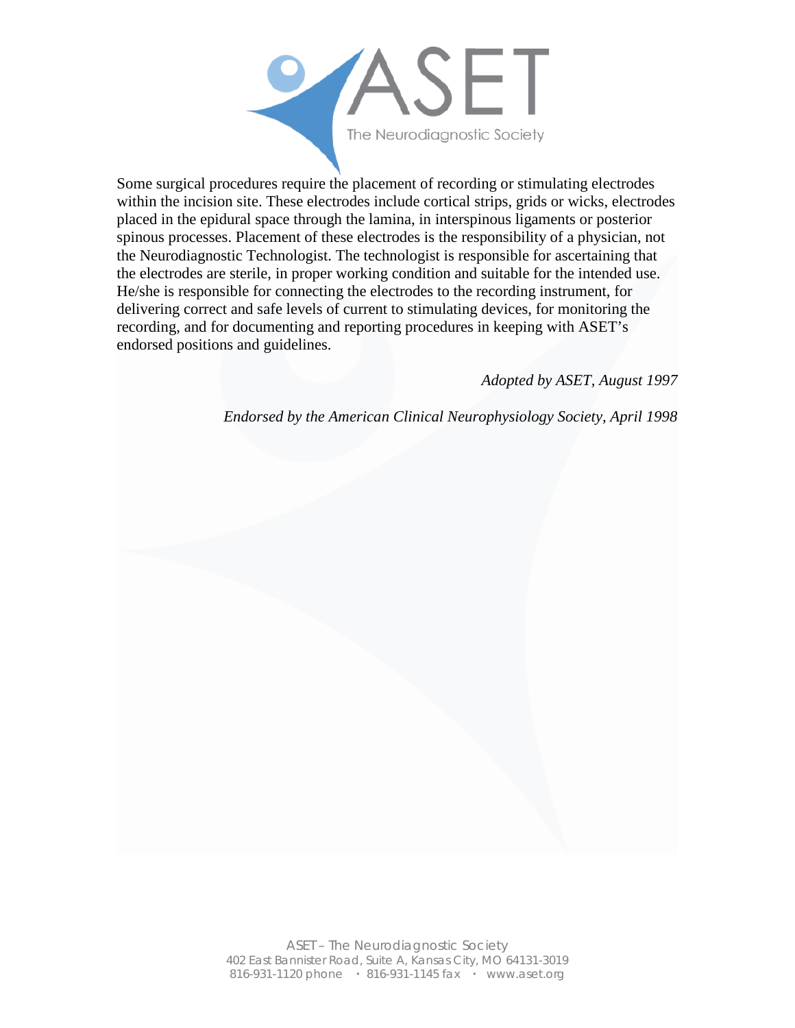Some surgical procedures require the placement of recording or stimulating electrodes within the incision site. These electrodes include cortical strips, grids or wicks, electrodes placed in the epidural space through the lamina, in interspinous ligaments or posterior spinous processes. Placement of these electrodes is the responsibility of a physician, not the Neurodiagnostic Technologist. The technologist is responsible for ascertaining that the electrodes are sterile, in proper working condition and suitable for the intended use. He/she is responsible for connecting the electrodes to the recording instrument, for delivering correct and safe levels of current to stimulating devices, for monitoring the recording, and for documenting and reporting procedures in keeping with ASET's endorsed positions and guidelines.

*Adopted by ASET, August 1997*

*Endorsed by the American Clinical Neurophysiology Society, April 1998*